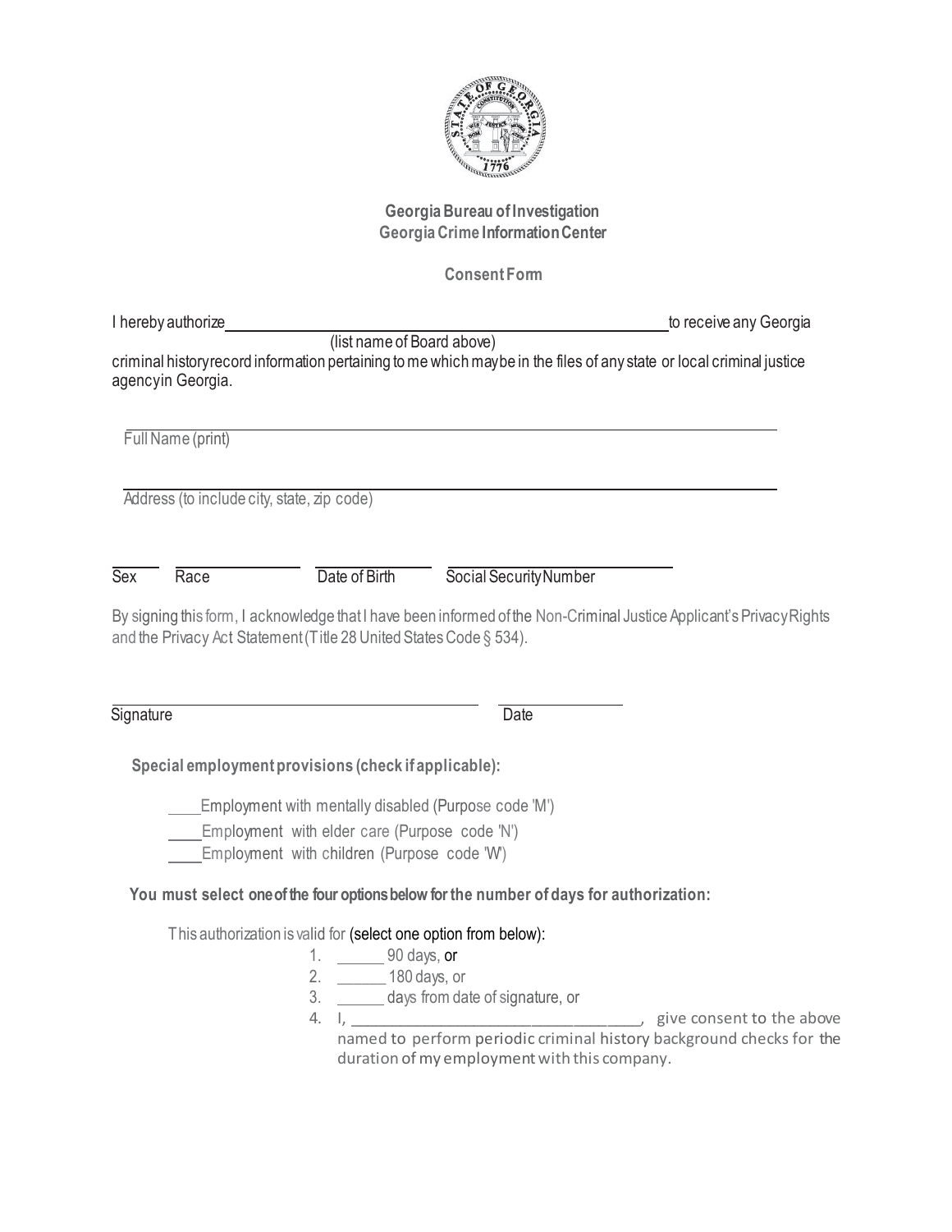**Georgia Bureau of Investigation**
**Georgia Crime Information Center**

**Consent Form**

I hereby authorize ______________________________________________ to receive any Georgia
(list name of Board above)
criminal history record information pertaining to me which may be in the files of any state or local criminal justice agency in Georgia.

______________________________________________
Full Name (print)

______________________________________________
Address (to include city, state, zip code)

____ ________ __________ ______________
Sex Race Date of Birth Social Security Number

By signing this form, I acknowledge that I have been informed of the Non-Criminal Justice Applicant's Privacy Rights and the Privacy Act Statement (Title 28 United States Code § 534).

______________________________ __________
Signature Date

**Special employment provisions (check if applicable):**

____Employment with mentally disabled (Purpose code 'M')
____Employment with elder care (Purpose code 'N')
____Employment with children (Purpose code 'W')

**You must select one of the four options below for the number of days for authorization:**

This authorization is valid for (select one option from below):

1. ______ 90 days, or
2. ______ 180 days, or
3. ______ days from date of signature, or
4. I, ______________________________, give consent to the above named to perform periodic criminal history background checks for the duration of my employment with this company.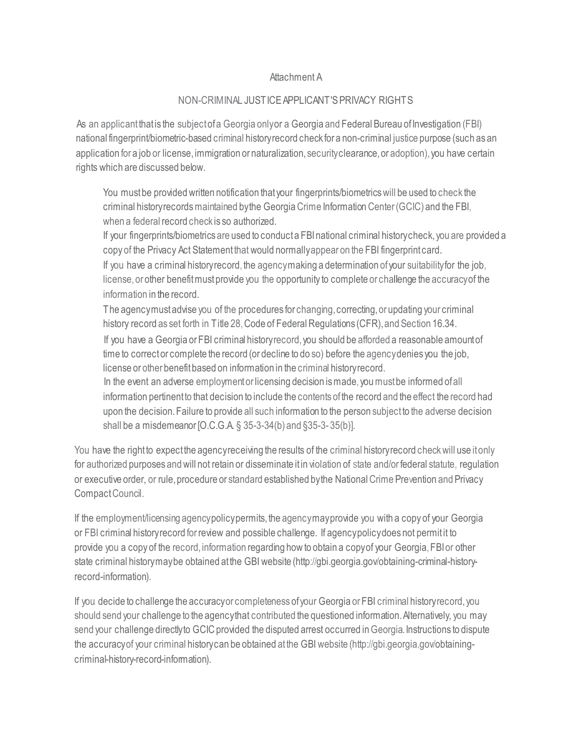Attachment A

NON-CRIMINAL JUSTICE APPLICANT'S PRIVACY RIGHTS

As an applicant that is the subject of a Georgia only or a Georgia and Federal Bureau of Investigation (FBI) national fingerprint/biometric-based criminal history record check for a non-criminal justice purpose (such as an application for a job or license, immigration or naturalization, security clearance, or adoption), you have certain rights which are discussed below.

- You must be provided written notification that your fingerprints/biometrics will be used to check the criminal history records maintained by the Georgia Crime Information Center (GCIC) and the FBI, when a federal record check is so authorized.
- If your fingerprints/biometrics are used to conduct a FBI national criminal history check, you are provided a copy of the Privacy Act Statement that would normally appear on the FBI fingerprint card.
- If you have a criminal history record, the agency making a determination of your suitability for the job, license, or other benefit must provide you the opportunity to complete or challenge the accuracy of the information in the record.
- The agency must advise you of the procedures for changing, correcting, or updating your criminal history record as set forth in Title 28, Code of Federal Regulations (CFR), and Section 16.34.
- If you have a Georgia or FBI criminal history record, you should be afforded a reasonable amount of time to correct or complete the record (or decline to do so) before the agency denies you the job, license or other benefit based on information in the criminal history record.
- In the event an adverse employment or licensing decision is made, you must be informed of all information pertinent to that decision to include the contents of the record and the effect the record had upon the decision. Failure to provide all such information to the person subject to the adverse decision shall be a misdemeanor [O.C.G.A. § 35-3-34(b) and §35-3- 35(b)].

You have the right to expect the agency receiving the results of the criminal history record check will use it only for authorized purposes and will not retain or disseminate it in violation of state and/or federal statute, regulation or executive order, or rule, procedure or standard established by the National Crime Prevention and Privacy Compact Council.

If the employment/licensing agency policy permits, the agency may provide you with a copy of your Georgia or FBI criminal history record for review and possible challenge. If agency policy does not permit it to provide you a copy of the record, information regarding how to obtain a copy of your Georgia, FBI or other state criminal history may be obtained at the GBI website (http://gbi.georgia.gov/obtaining-criminal-history-record-information).

If you decide to challenge the accuracy or completeness of your Georgia or FBI criminal history record, you should send your challenge to the agency that contributed the questioned information. Alternatively, you may send your challenge directly to GCIC provided the disputed arrest occurred in Georgia. Instructions to dispute the accuracy of your criminal history can be obtained at the GBI website (http://gbi.georgia.gov/obtaining-criminal-history-record-information).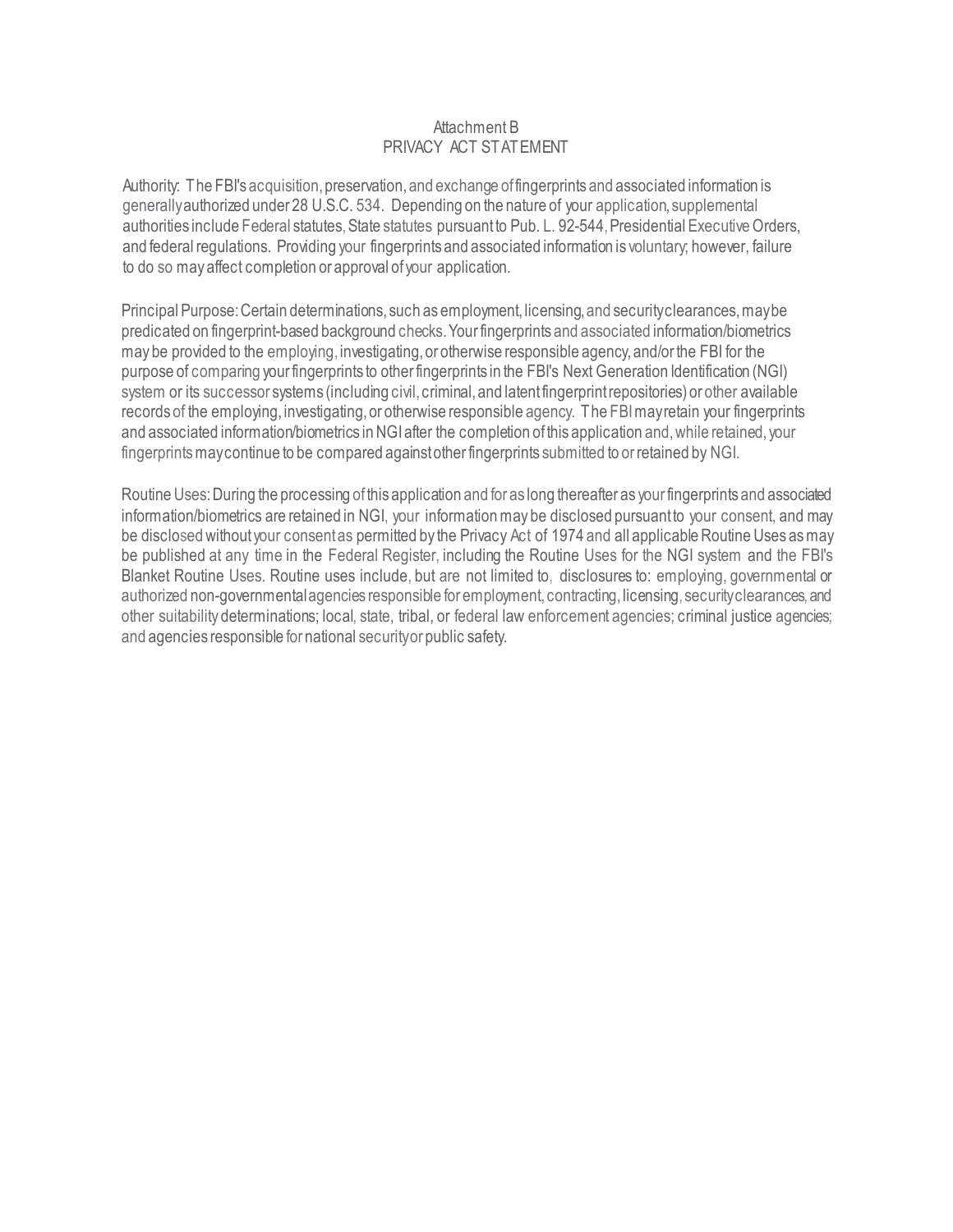# Attachment B
## PRIVACY ACT STATEMENT

Authority: The FBI's acquisition, preservation, and exchange of fingerprints and associated information is generally authorized under 28 U.S.C. 534. Depending on the nature of your application, supplemental authorities include Federal statutes, State statutes pursuant to Pub. L. 92-544, Presidential Executive Orders, and federal regulations. Providing your fingerprints and associated information is voluntary; however, failure to do so may affect completion or approval of your application.

Principal Purpose: Certain determinations, such as employment, licensing, and security clearances, may be predicated on fingerprint-based background checks. Your fingerprints and associated information/biometrics may be provided to the employing, investigating, or otherwise responsible agency, and/or the FBI for the purpose of comparing your fingerprints to other fingerprints in the FBI's Next Generation Identification (NGI) system or its successor systems (including civil, criminal, and latent fingerprint repositories) or other available records of the employing, investigating, or otherwise responsible agency. The FBI may retain your fingerprints and associated information/biometrics in NGI after the completion of this application and, while retained, your fingerprints may continue to be compared against other fingerprints submitted to or retained by NGI.

Routine Uses: During the processing of this application and for as long thereafter as your fingerprints and associated information/biometrics are retained in NGI, your information may be disclosed pursuant to your consent, and may be disclosed without your consent as permitted by the Privacy Act of 1974 and all applicable Routine Uses as may be published at any time in the Federal Register, including the Routine Uses for the NGI system and the FBI's Blanket Routine Uses. Routine uses include, but are not limited to, disclosures to: employing, governmental or authorized non-governmental agencies responsible for employment, contracting, licensing, security clearances, and other suitability determinations; local, state, tribal, or federal law enforcement agencies; criminal justice agencies; and agencies responsible for national security or public safety.